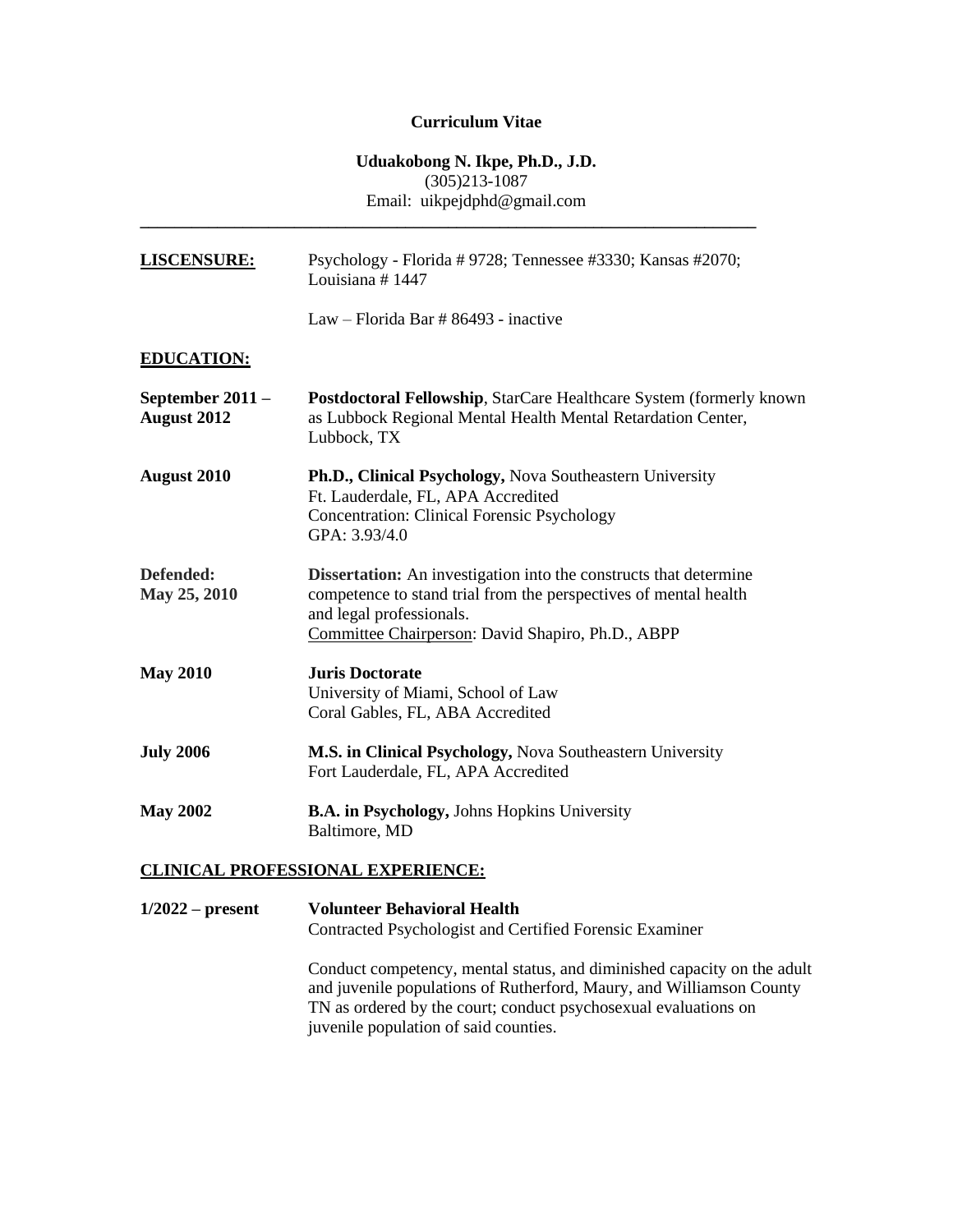**Curriculum Vitae**

**Uduakobong N. Ikpe, Ph.D., J.D.**
(305)213-1087
Email: uikpejdphd@gmail.com

---

**LISCENSURE:**

Psychology - Florida # 9728; Tennessee #3330; Kansas #2070; Louisiana # 1447

Law – Florida Bar # 86493 - inactive

**EDUCATION:**

**September 2011 – August 2012**
**Postdoctoral Fellowship**, StarCare Healthcare System (formerly known as Lubbock Regional Mental Health Mental Retardation Center, Lubbock, TX

**August 2010**
**Ph.D., Clinical Psychology,** Nova Southeastern University
Ft. Lauderdale, FL, APA Accredited
Concentration: Clinical Forensic Psychology
GPA: 3.93/4.0

**Defended: May 25, 2010**
**Dissertation:** An investigation into the constructs that determine competence to stand trial from the perspectives of mental health and legal professionals.
Committee Chairperson: David Shapiro, Ph.D., ABPP

**May 2010**
**Juris Doctorate**
University of Miami, School of Law
Coral Gables, FL, ABA Accredited

**July 2006**
**M.S. in Clinical Psychology,** Nova Southeastern University
Fort Lauderdale, FL, APA Accredited

**May 2002**
**B.A. in Psychology,** Johns Hopkins University
Baltimore, MD

**CLINICAL PROFESSIONAL EXPERIENCE:**

**1/2022 – present**
**Volunteer Behavioral Health**
Contracted Psychologist and Certified Forensic Examiner

Conduct competency, mental status, and diminished capacity on the adult and juvenile populations of Rutherford, Maury, and Williamson County TN as ordered by the court; conduct psychosexual evaluations on juvenile population of said counties.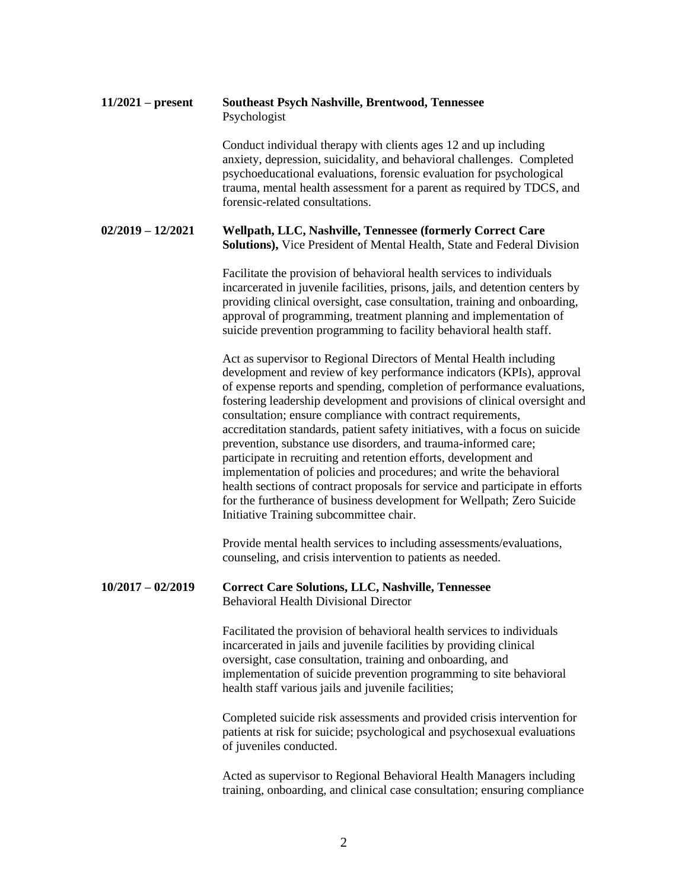**11/2021 – present** **Southeast Psych Nashville, Brentwood, Tennessee**
Psychologist

Conduct individual therapy with clients ages 12 and up including anxiety, depression, suicidality, and behavioral challenges. Completed psychoeducational evaluations, forensic evaluation for psychological trauma, mental health assessment for a parent as required by TDCS, and forensic-related consultations.

**02/2019 – 12/2021** **Wellpath, LLC, Nashville, Tennessee (formerly Correct Care Solutions),** Vice President of Mental Health, State and Federal Division

Facilitate the provision of behavioral health services to individuals incarcerated in juvenile facilities, prisons, jails, and detention centers by providing clinical oversight, case consultation, training and onboarding, approval of programming, treatment planning and implementation of suicide prevention programming to facility behavioral health staff.

Act as supervisor to Regional Directors of Mental Health including development and review of key performance indicators (KPIs), approval of expense reports and spending, completion of performance evaluations, fostering leadership development and provisions of clinical oversight and consultation; ensure compliance with contract requirements, accreditation standards, patient safety initiatives, with a focus on suicide prevention, substance use disorders, and trauma-informed care; participate in recruiting and retention efforts, development and implementation of policies and procedures; and write the behavioral health sections of contract proposals for service and participate in efforts for the furtherance of business development for Wellpath; Zero Suicide Initiative Training subcommittee chair.

Provide mental health services to including assessments/evaluations, counseling, and crisis intervention to patients as needed.

**10/2017 – 02/2019** **Correct Care Solutions, LLC, Nashville, Tennessee**
Behavioral Health Divisional Director

Facilitated the provision of behavioral health services to individuals incarcerated in jails and juvenile facilities by providing clinical oversight, case consultation, training and onboarding, and implementation of suicide prevention programming to site behavioral health staff various jails and juvenile facilities;

Completed suicide risk assessments and provided crisis intervention for patients at risk for suicide; psychological and psychosexual evaluations of juveniles conducted.

Acted as supervisor to Regional Behavioral Health Managers including training, onboarding, and clinical case consultation; ensuring compliance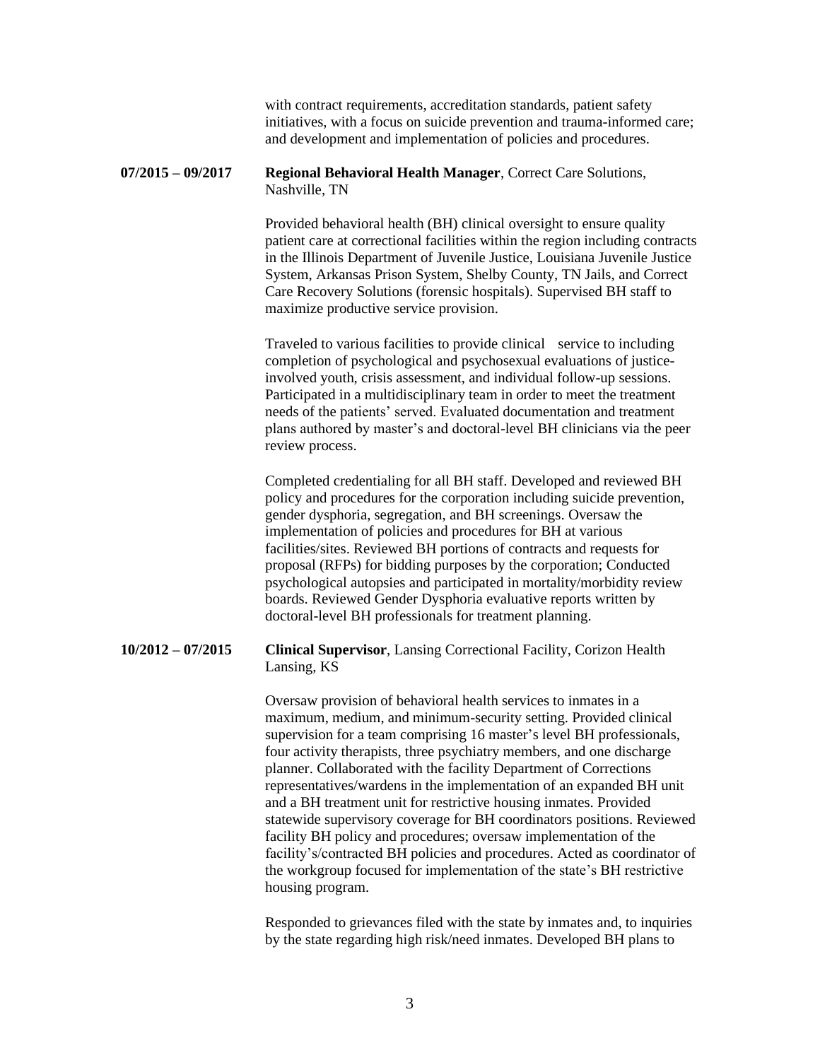with contract requirements, accreditation standards, patient safety initiatives, with a focus on suicide prevention and trauma-informed care; and development and implementation of policies and procedures.

**07/2015 – 09/2017** **Regional Behavioral Health Manager**, Correct Care Solutions, Nashville, TN

Provided behavioral health (BH) clinical oversight to ensure quality patient care at correctional facilities within the region including contracts in the Illinois Department of Juvenile Justice, Louisiana Juvenile Justice System, Arkansas Prison System, Shelby County, TN Jails, and Correct Care Recovery Solutions (forensic hospitals). Supervised BH staff to maximize productive service provision.

Traveled to various facilities to provide clinical service to including completion of psychological and psychosexual evaluations of justice-involved youth, crisis assessment, and individual follow-up sessions. Participated in a multidisciplinary team in order to meet the treatment needs of the patients' served. Evaluated documentation and treatment plans authored by master's and doctoral-level BH clinicians via the peer review process.

Completed credentialing for all BH staff. Developed and reviewed BH policy and procedures for the corporation including suicide prevention, gender dysphoria, segregation, and BH screenings. Oversaw the implementation of policies and procedures for BH at various facilities/sites. Reviewed BH portions of contracts and requests for proposal (RFPs) for bidding purposes by the corporation; Conducted psychological autopsies and participated in mortality/morbidity review boards. Reviewed Gender Dysphoria evaluative reports written by doctoral-level BH professionals for treatment planning.

**10/2012 – 07/2015** **Clinical Supervisor**, Lansing Correctional Facility, Corizon Health Lansing, KS

Oversaw provision of behavioral health services to inmates in a maximum, medium, and minimum-security setting. Provided clinical supervision for a team comprising 16 master's level BH professionals, four activity therapists, three psychiatry members, and one discharge planner. Collaborated with the facility Department of Corrections representatives/wardens in the implementation of an expanded BH unit and a BH treatment unit for restrictive housing inmates. Provided statewide supervisory coverage for BH coordinators positions. Reviewed facility BH policy and procedures; oversaw implementation of the facility's/contracted BH policies and procedures. Acted as coordinator of the workgroup focused for implementation of the state's BH restrictive housing program.

Responded to grievances filed with the state by inmates and, to inquiries by the state regarding high risk/need inmates. Developed BH plans to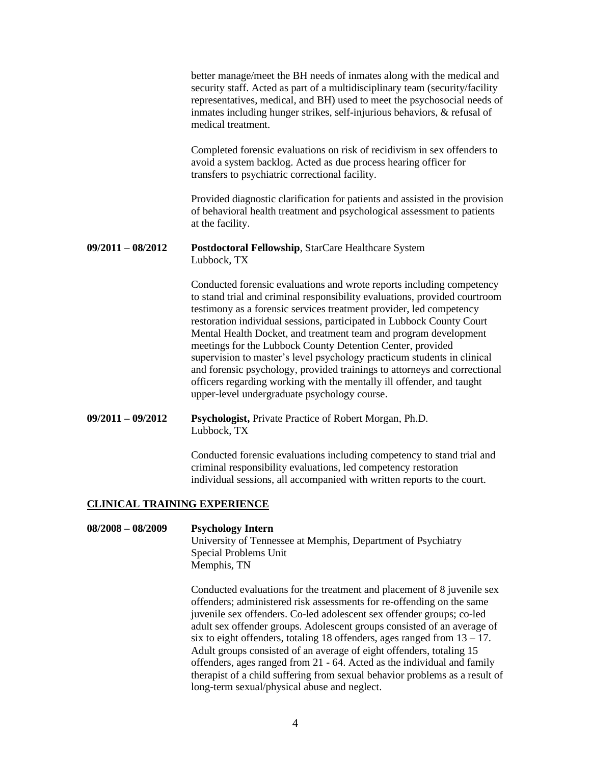better manage/meet the BH needs of inmates along with the medical and security staff. Acted as part of a multidisciplinary team (security/facility representatives, medical, and BH) used to meet the psychosocial needs of inmates including hunger strikes, self-injurious behaviors, & refusal of medical treatment.

Completed forensic evaluations on risk of recidivism in sex offenders to avoid a system backlog. Acted as due process hearing officer for transfers to psychiatric correctional facility.

Provided diagnostic clarification for patients and assisted in the provision of behavioral health treatment and psychological assessment to patients at the facility.

**09/2011 – 08/2012** **Postdoctoral Fellowship**, StarCare Healthcare System
Lubbock, TX

Conducted forensic evaluations and wrote reports including competency to stand trial and criminal responsibility evaluations, provided courtroom testimony as a forensic services treatment provider, led competency restoration individual sessions, participated in Lubbock County Court Mental Health Docket, and treatment team and program development meetings for the Lubbock County Detention Center, provided supervision to master's level psychology practicum students in clinical and forensic psychology, provided trainings to attorneys and correctional officers regarding working with the mentally ill offender, and taught upper-level undergraduate psychology course.

**09/2011 – 09/2012** **Psychologist,** Private Practice of Robert Morgan, Ph.D.
Lubbock, TX

Conducted forensic evaluations including competency to stand trial and criminal responsibility evaluations, led competency restoration individual sessions, all accompanied with written reports to the court.

## CLINICAL TRAINING EXPERIENCE

**08/2008 – 08/2009** **Psychology Intern**
University of Tennessee at Memphis, Department of Psychiatry
Special Problems Unit
Memphis, TN

Conducted evaluations for the treatment and placement of 8 juvenile sex offenders; administered risk assessments for re-offending on the same juvenile sex offenders. Co-led adolescent sex offender groups; co-led adult sex offender groups. Adolescent groups consisted of an average of six to eight offenders, totaling 18 offenders, ages ranged from 13 – 17. Adult groups consisted of an average of eight offenders, totaling 15 offenders, ages ranged from 21 - 64. Acted as the individual and family therapist of a child suffering from sexual behavior problems as a result of long-term sexual/physical abuse and neglect.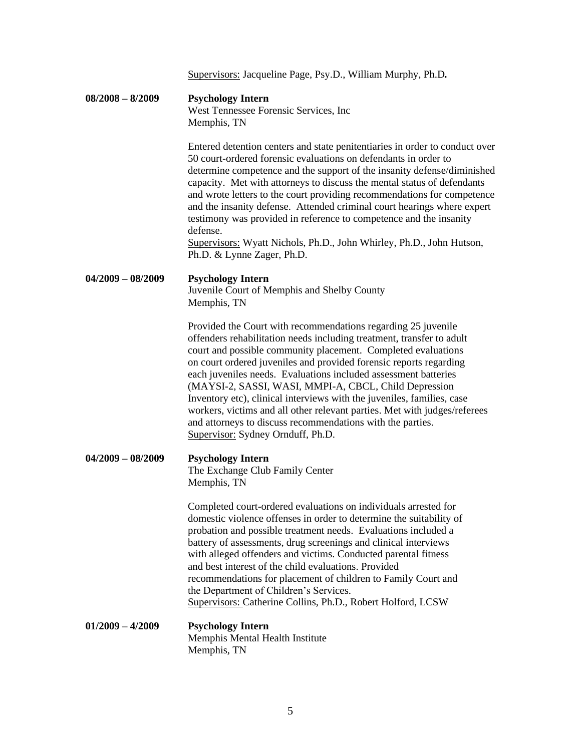Supervisors: Jacqueline Page, Psy.D., William Murphy, Ph.D**.**

**08/2008 – 8/2009** **Psychology Intern**
West Tennessee Forensic Services, Inc
Memphis, TN

Entered detention centers and state penitentiaries in order to conduct over 50 court-ordered forensic evaluations on defendants in order to determine competence and the support of the insanity defense/diminished capacity. Met with attorneys to discuss the mental status of defendants and wrote letters to the court providing recommendations for competence and the insanity defense. Attended criminal court hearings where expert testimony was provided in reference to competence and the insanity defense.
Supervisors: Wyatt Nichols, Ph.D., John Whirley, Ph.D., John Hutson, Ph.D. & Lynne Zager, Ph.D.

**04/2009 – 08/2009** **Psychology Intern**
Juvenile Court of Memphis and Shelby County
Memphis, TN

Provided the Court with recommendations regarding 25 juvenile offenders rehabilitation needs including treatment, transfer to adult court and possible community placement. Completed evaluations on court ordered juveniles and provided forensic reports regarding each juveniles needs. Evaluations included assessment batteries (MAYSI-2, SASSI, WASI, MMPI-A, CBCL, Child Depression Inventory etc), clinical interviews with the juveniles, families, case workers, victims and all other relevant parties. Met with judges/referees and attorneys to discuss recommendations with the parties.
Supervisor: Sydney Ornduff, Ph.D.

**04/2009 – 08/2009** **Psychology Intern**
The Exchange Club Family Center
Memphis, TN

Completed court-ordered evaluations on individuals arrested for domestic violence offenses in order to determine the suitability of probation and possible treatment needs. Evaluations included a battery of assessments, drug screenings and clinical interviews with alleged offenders and victims. Conducted parental fitness and best interest of the child evaluations. Provided recommendations for placement of children to Family Court and the Department of Children's Services.
Supervisors: Catherine Collins, Ph.D., Robert Holford, LCSW

**01/2009 – 4/2009** **Psychology Intern**
Memphis Mental Health Institute
Memphis, TN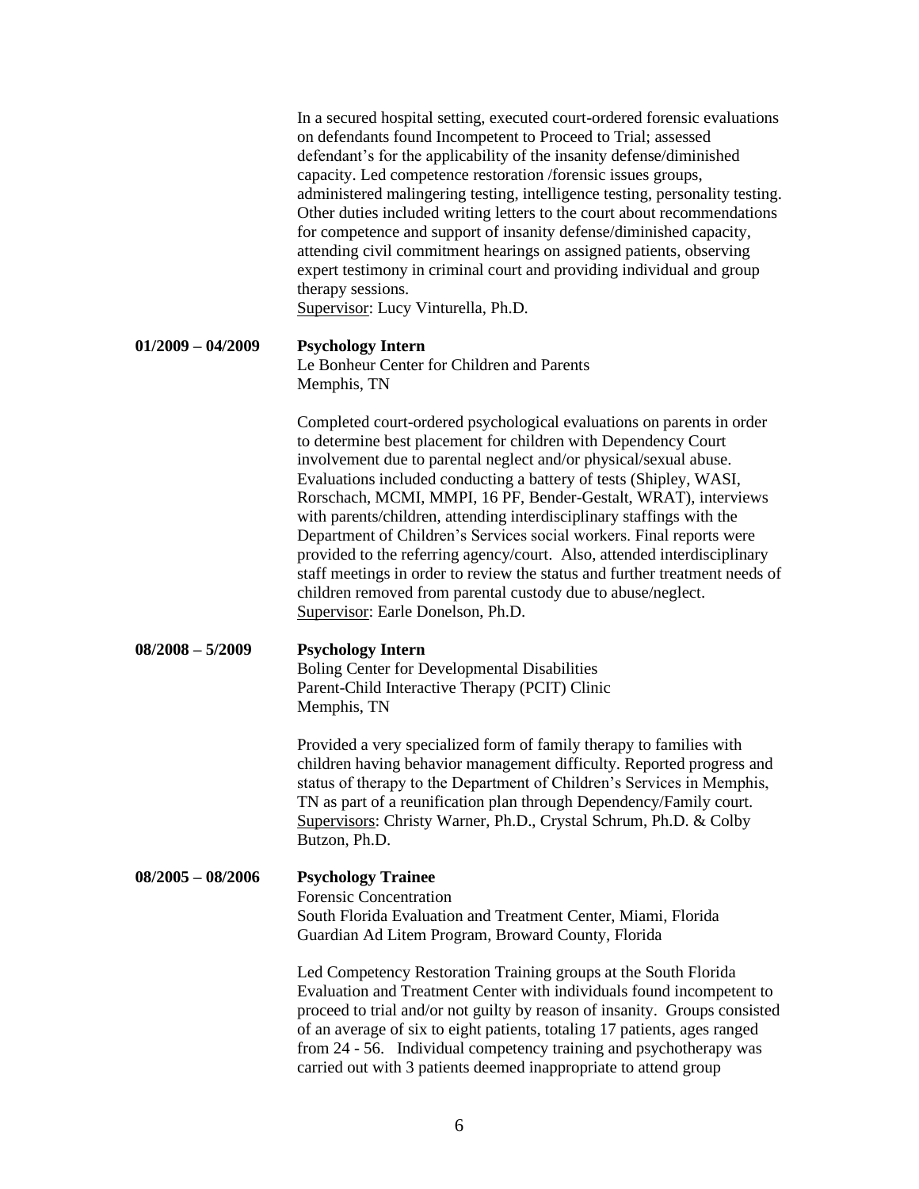In a secured hospital setting, executed court-ordered forensic evaluations on defendants found Incompetent to Proceed to Trial; assessed defendant's for the applicability of the insanity defense/diminished capacity. Led competence restoration /forensic issues groups, administered malingering testing, intelligence testing, personality testing. Other duties included writing letters to the court about recommendations for competence and support of insanity defense/diminished capacity, attending civil commitment hearings on assigned patients, observing expert testimony in criminal court and providing individual and group therapy sessions.
Supervisor: Lucy Vinturella, Ph.D.

**01/2009 – 04/2009** **Psychology Intern**
Le Bonheur Center for Children and Parents
Memphis, TN

Completed court-ordered psychological evaluations on parents in order to determine best placement for children with Dependency Court involvement due to parental neglect and/or physical/sexual abuse. Evaluations included conducting a battery of tests (Shipley, WASI, Rorschach, MCMI, MMPI, 16 PF, Bender-Gestalt, WRAT), interviews with parents/children, attending interdisciplinary staffings with the Department of Children's Services social workers. Final reports were provided to the referring agency/court. Also, attended interdisciplinary staff meetings in order to review the status and further treatment needs of children removed from parental custody due to abuse/neglect.
Supervisor: Earle Donelson, Ph.D.

**08/2008 – 5/2009** **Psychology Intern**
Boling Center for Developmental Disabilities
Parent-Child Interactive Therapy (PCIT) Clinic
Memphis, TN

Provided a very specialized form of family therapy to families with children having behavior management difficulty. Reported progress and status of therapy to the Department of Children's Services in Memphis, TN as part of a reunification plan through Dependency/Family court.
Supervisors: Christy Warner, Ph.D., Crystal Schrum, Ph.D. & Colby Butzon, Ph.D.

**08/2005 – 08/2006** **Psychology Trainee**
Forensic Concentration
South Florida Evaluation and Treatment Center, Miami, Florida
Guardian Ad Litem Program, Broward County, Florida

Led Competency Restoration Training groups at the South Florida Evaluation and Treatment Center with individuals found incompetent to proceed to trial and/or not guilty by reason of insanity. Groups consisted of an average of six to eight patients, totaling 17 patients, ages ranged from 24 - 56. Individual competency training and psychotherapy was carried out with 3 patients deemed inappropriate to attend group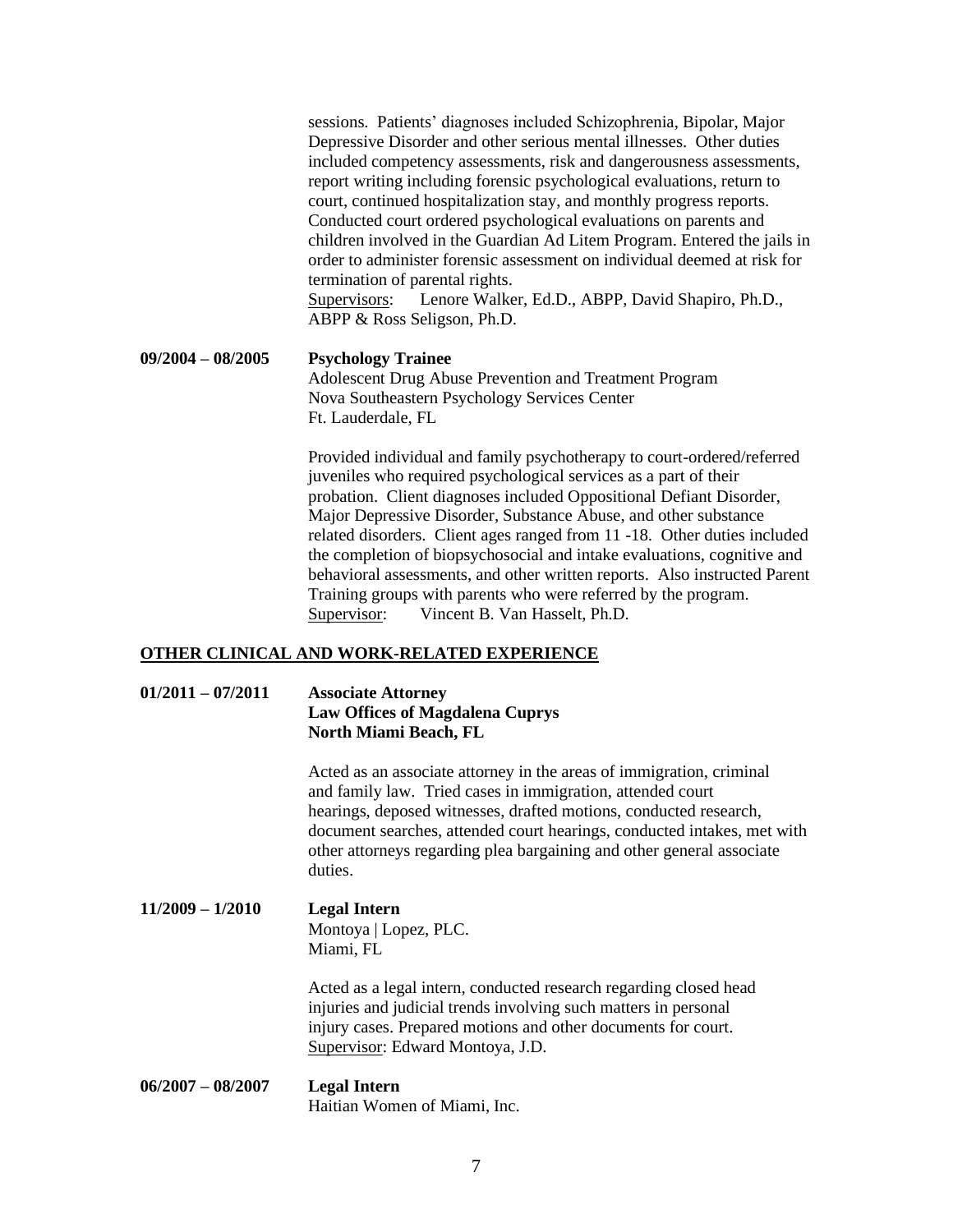sessions. Patients' diagnoses included Schizophrenia, Bipolar, Major Depressive Disorder and other serious mental illnesses. Other duties included competency assessments, risk and dangerousness assessments, report writing including forensic psychological evaluations, return to court, continued hospitalization stay, and monthly progress reports. Conducted court ordered psychological evaluations on parents and children involved in the Guardian Ad Litem Program. Entered the jails in order to administer forensic assessment on individual deemed at risk for termination of parental rights.
Supervisors: Lenore Walker, Ed.D., ABPP, David Shapiro, Ph.D., ABPP & Ross Seligson, Ph.D.

**09/2004 – 08/2005** **Psychology Trainee**
Adolescent Drug Abuse Prevention and Treatment Program
Nova Southeastern Psychology Services Center
Ft. Lauderdale, FL

Provided individual and family psychotherapy to court-ordered/referred juveniles who required psychological services as a part of their probation. Client diagnoses included Oppositional Defiant Disorder, Major Depressive Disorder, Substance Abuse, and other substance related disorders. Client ages ranged from 11 -18. Other duties included the completion of biopsychosocial and intake evaluations, cognitive and behavioral assessments, and other written reports. Also instructed Parent Training groups with parents who were referred by the program.
Supervisor: Vincent B. Van Hasselt, Ph.D.

## OTHER CLINICAL AND WORK-RELATED EXPERIENCE

**01/2011 – 07/2011** **Associate Attorney**
**Law Offices of Magdalena Cuprys**
**North Miami Beach, FL**

Acted as an associate attorney in the areas of immigration, criminal and family law. Tried cases in immigration, attended court hearings, deposed witnesses, drafted motions, conducted research, document searches, attended court hearings, conducted intakes, met with other attorneys regarding plea bargaining and other general associate duties.

**11/2009 – 1/2010** **Legal Intern**
Montoya | Lopez, PLC.
Miami, FL

Acted as a legal intern, conducted research regarding closed head injuries and judicial trends involving such matters in personal injury cases. Prepared motions and other documents for court.
Supervisor: Edward Montoya, J.D.

**06/2007 – 08/2007** **Legal Intern**
Haitian Women of Miami, Inc.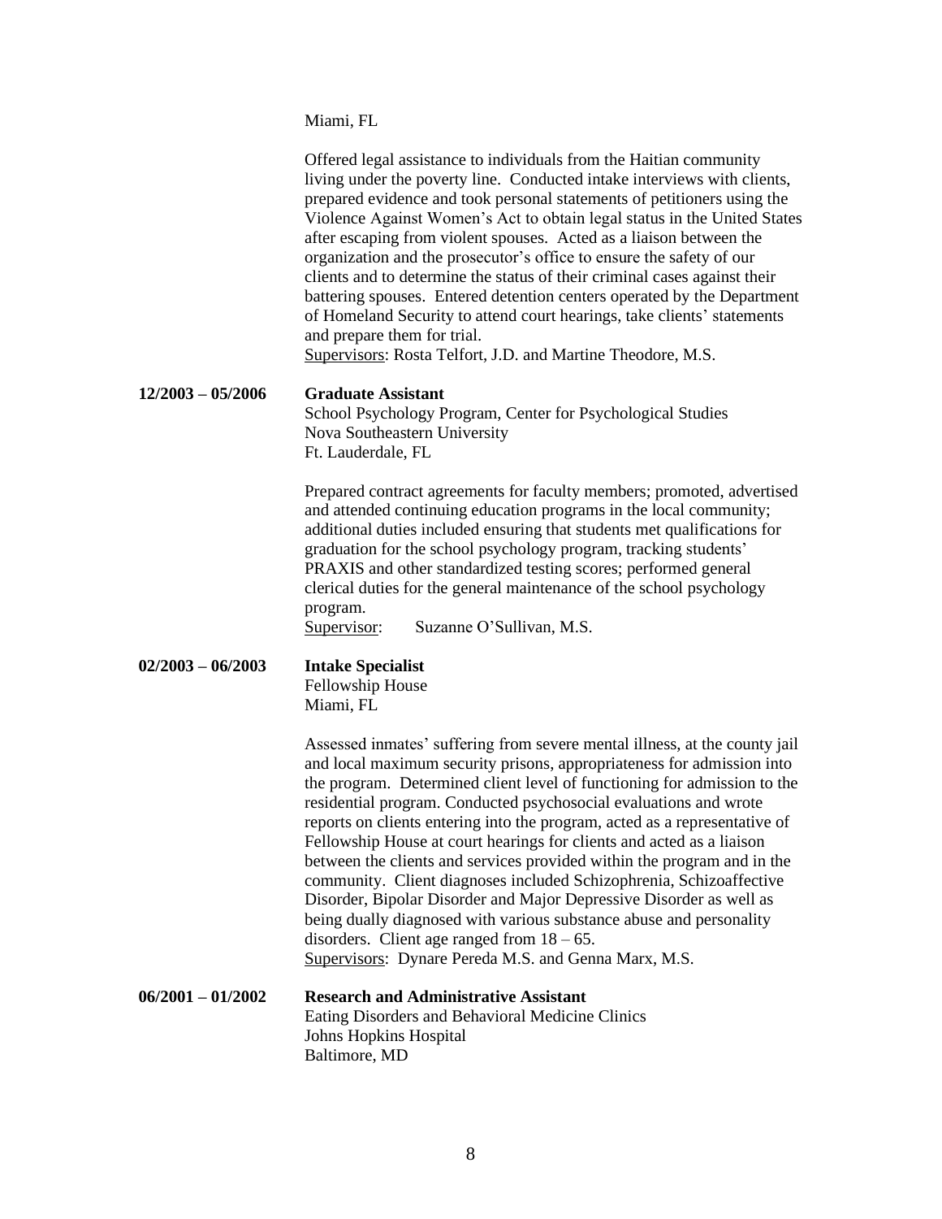Miami, FL

Offered legal assistance to individuals from the Haitian community living under the poverty line. Conducted intake interviews with clients, prepared evidence and took personal statements of petitioners using the Violence Against Women's Act to obtain legal status in the United States after escaping from violent spouses. Acted as a liaison between the organization and the prosecutor's office to ensure the safety of our clients and to determine the status of their criminal cases against their battering spouses. Entered detention centers operated by the Department of Homeland Security to attend court hearings, take clients' statements and prepare them for trial.
Supervisors: Rosta Telfort, J.D. and Martine Theodore, M.S.

**12/2003 – 05/2006** **Graduate Assistant**
School Psychology Program, Center for Psychological Studies
Nova Southeastern University
Ft. Lauderdale, FL

Prepared contract agreements for faculty members; promoted, advertised and attended continuing education programs in the local community; additional duties included ensuring that students met qualifications for graduation for the school psychology program, tracking students' PRAXIS and other standardized testing scores; performed general clerical duties for the general maintenance of the school psychology program.
Supervisor: Suzanne O'Sullivan, M.S.

**02/2003 – 06/2003** **Intake Specialist**
Fellowship House
Miami, FL

Assessed inmates' suffering from severe mental illness, at the county jail and local maximum security prisons, appropriateness for admission into the program. Determined client level of functioning for admission to the residential program. Conducted psychosocial evaluations and wrote reports on clients entering into the program, acted as a representative of Fellowship House at court hearings for clients and acted as a liaison between the clients and services provided within the program and in the community. Client diagnoses included Schizophrenia, Schizoaffective Disorder, Bipolar Disorder and Major Depressive Disorder as well as being dually diagnosed with various substance abuse and personality disorders. Client age ranged from 18 – 65.
Supervisors: Dynare Pereda M.S. and Genna Marx, M.S.

**06/2001 – 01/2002** **Research and Administrative Assistant**
Eating Disorders and Behavioral Medicine Clinics
Johns Hopkins Hospital
Baltimore, MD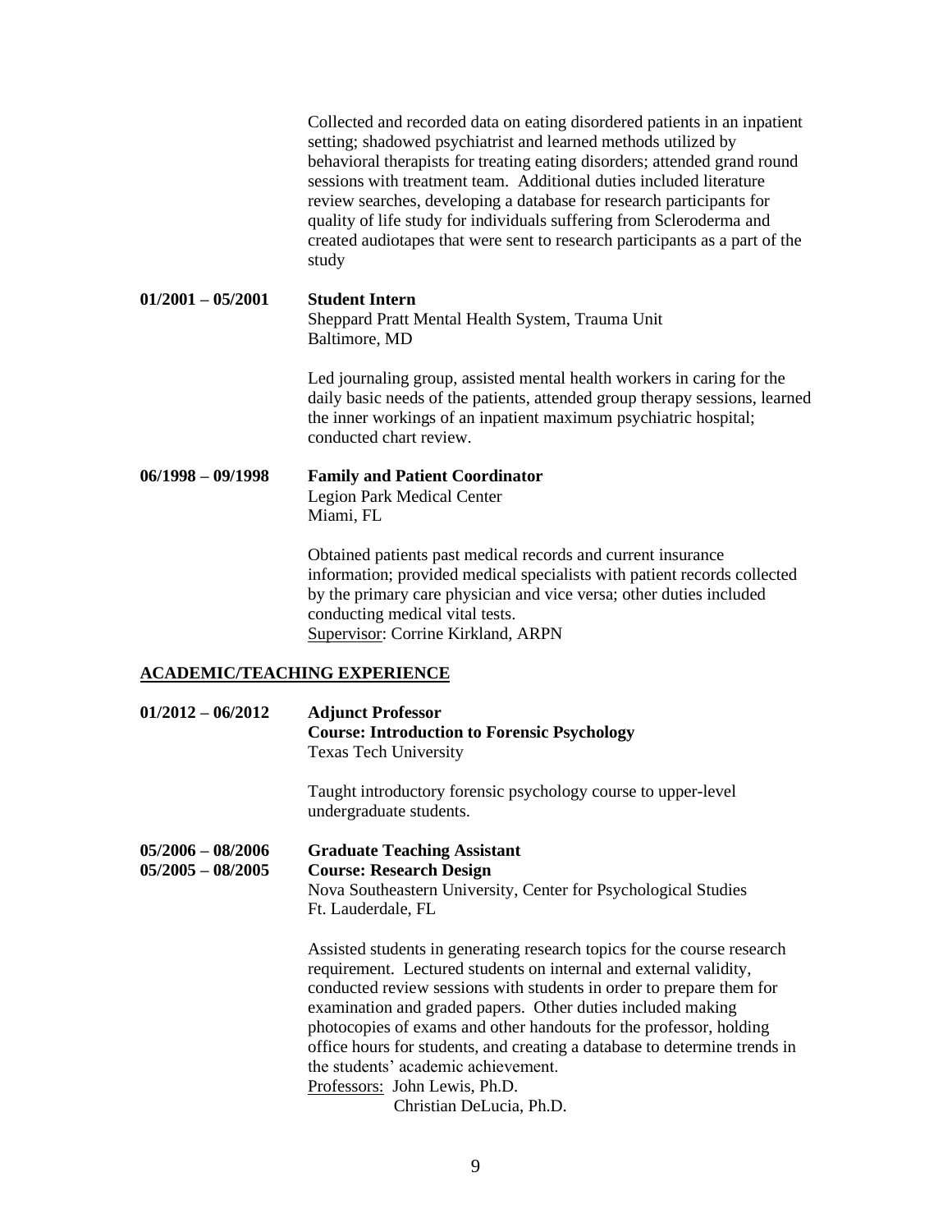Collected and recorded data on eating disordered patients in an inpatient setting; shadowed psychiatrist and learned methods utilized by behavioral therapists for treating eating disorders; attended grand round sessions with treatment team. Additional duties included literature review searches, developing a database for research participants for quality of life study for individuals suffering from Scleroderma and created audiotapes that were sent to research participants as a part of the study

**01/2001 – 05/2001** **Student Intern**
Sheppard Pratt Mental Health System, Trauma Unit
Baltimore, MD

Led journaling group, assisted mental health workers in caring for the daily basic needs of the patients, attended group therapy sessions, learned the inner workings of an inpatient maximum psychiatric hospital; conducted chart review.

**06/1998 – 09/1998** **Family and Patient Coordinator**
Legion Park Medical Center
Miami, FL

Obtained patients past medical records and current insurance information; provided medical specialists with patient records collected by the primary care physician and vice versa; other duties included conducting medical vital tests.
Supervisor: Corrine Kirkland, ARPN

## ACADEMIC/TEACHING EXPERIENCE

**01/2012 – 06/2012** **Adjunct Professor**
**Course: Introduction to Forensic Psychology**
Texas Tech University

Taught introductory forensic psychology course to upper-level undergraduate students.

**05/2006 – 08/2006**
**05/2005 – 08/2005** **Graduate Teaching Assistant**
**Course: Research Design**
Nova Southeastern University, Center for Psychological Studies
Ft. Lauderdale, FL

Assisted students in generating research topics for the course research requirement. Lectured students on internal and external validity, conducted review sessions with students in order to prepare them for examination and graded papers. Other duties included making photocopies of exams and other handouts for the professor, holding office hours for students, and creating a database to determine trends in the students' academic achievement.
Professors: John Lewis, Ph.D.
Christian DeLucia, Ph.D.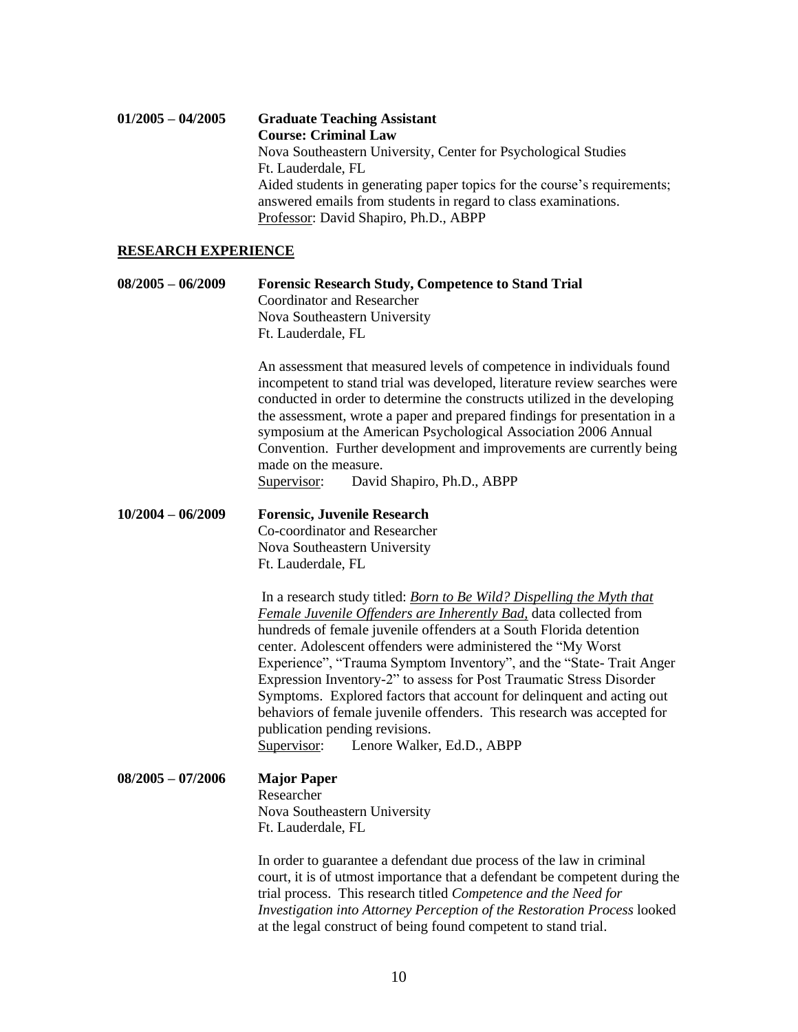**01/2005 – 04/2005** **Graduate Teaching Assistant**
**Course: Criminal Law**
Nova Southeastern University, Center for Psychological Studies
Ft. Lauderdale, FL
Aided students in generating paper topics for the course's requirements; answered emails from students in regard to class examinations.
Professor: David Shapiro, Ph.D., ABPP

## RESEARCH EXPERIENCE

**08/2005 – 06/2009** **Forensic Research Study, Competence to Stand Trial**
Coordinator and Researcher
Nova Southeastern University
Ft. Lauderdale, FL

An assessment that measured levels of competence in individuals found incompetent to stand trial was developed, literature review searches were conducted in order to determine the constructs utilized in the developing the assessment, wrote a paper and prepared findings for presentation in a symposium at the American Psychological Association 2006 Annual Convention. Further development and improvements are currently being made on the measure.
Supervisor: David Shapiro, Ph.D., ABPP

**10/2004 – 06/2009** **Forensic, Juvenile Research**
Co-coordinator and Researcher
Nova Southeastern University
Ft. Lauderdale, FL

In a research study titled: *Born to Be Wild? Dispelling the Myth that Female Juvenile Offenders are Inherently Bad,* data collected from hundreds of female juvenile offenders at a South Florida detention center. Adolescent offenders were administered the "My Worst Experience", "Trauma Symptom Inventory", and the "State- Trait Anger Expression Inventory-2" to assess for Post Traumatic Stress Disorder Symptoms. Explored factors that account for delinquent and acting out behaviors of female juvenile offenders. This research was accepted for publication pending revisions.
Supervisor: Lenore Walker, Ed.D., ABPP

**08/2005 – 07/2006** **Major Paper**
Researcher
Nova Southeastern University
Ft. Lauderdale, FL

In order to guarantee a defendant due process of the law in criminal court, it is of utmost importance that a defendant be competent during the trial process. This research titled *Competence and the Need for Investigation into Attorney Perception of the Restoration Process* looked at the legal construct of being found competent to stand trial.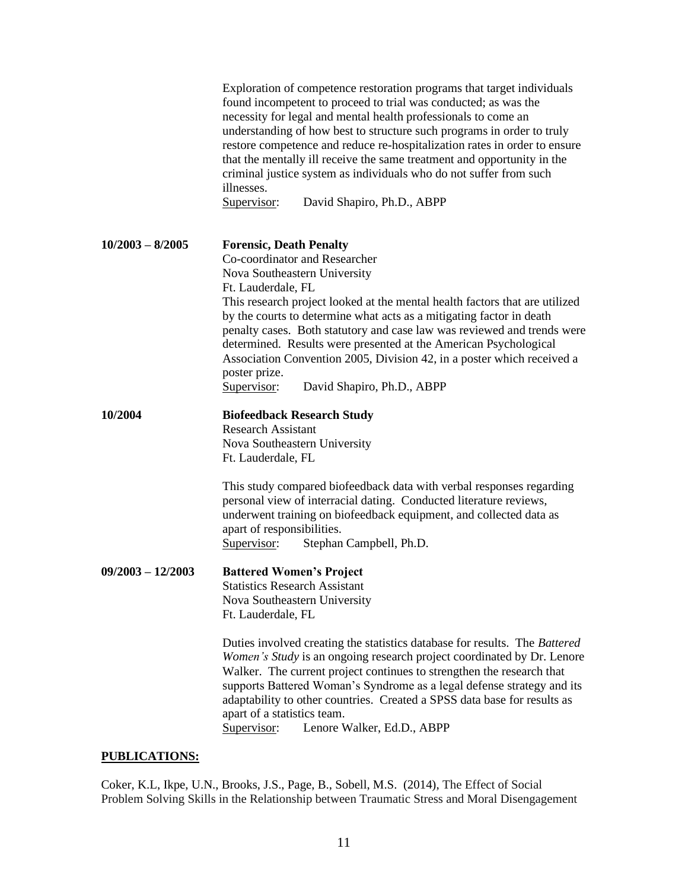Exploration of competence restoration programs that target individuals found incompetent to proceed to trial was conducted; as was the necessity for legal and mental health professionals to come an understanding of how best to structure such programs in order to truly restore competence and reduce re-hospitalization rates in order to ensure that the mentally ill receive the same treatment and opportunity in the criminal justice system as individuals who do not suffer from such illnesses.
Supervisor: David Shapiro, Ph.D., ABPP

**10/2003 – 8/2005** **Forensic, Death Penalty**
Co-coordinator and Researcher
Nova Southeastern University
Ft. Lauderdale, FL
This research project looked at the mental health factors that are utilized by the courts to determine what acts as a mitigating factor in death penalty cases. Both statutory and case law was reviewed and trends were determined. Results were presented at the American Psychological Association Convention 2005, Division 42, in a poster which received a poster prize.
Supervisor: David Shapiro, Ph.D., ABPP

**10/2004** **Biofeedback Research Study**
Research Assistant
Nova Southeastern University
Ft. Lauderdale, FL

This study compared biofeedback data with verbal responses regarding personal view of interracial dating. Conducted literature reviews, underwent training on biofeedback equipment, and collected data as apart of responsibilities.
Supervisor: Stephan Campbell, Ph.D.

**09/2003 – 12/2003** **Battered Women's Project**
Statistics Research Assistant
Nova Southeastern University
Ft. Lauderdale, FL

Duties involved creating the statistics database for results. The *Battered Women's Study* is an ongoing research project coordinated by Dr. Lenore Walker. The current project continues to strengthen the research that supports Battered Woman's Syndrome as a legal defense strategy and its adaptability to other countries. Created a SPSS data base for results as apart of a statistics team.
Supervisor: Lenore Walker, Ed.D., ABPP

## PUBLICATIONS:

Coker, K.L, Ikpe, U.N., Brooks, J.S., Page, B., Sobell, M.S. (2014), The Effect of Social Problem Solving Skills in the Relationship between Traumatic Stress and Moral Disengagement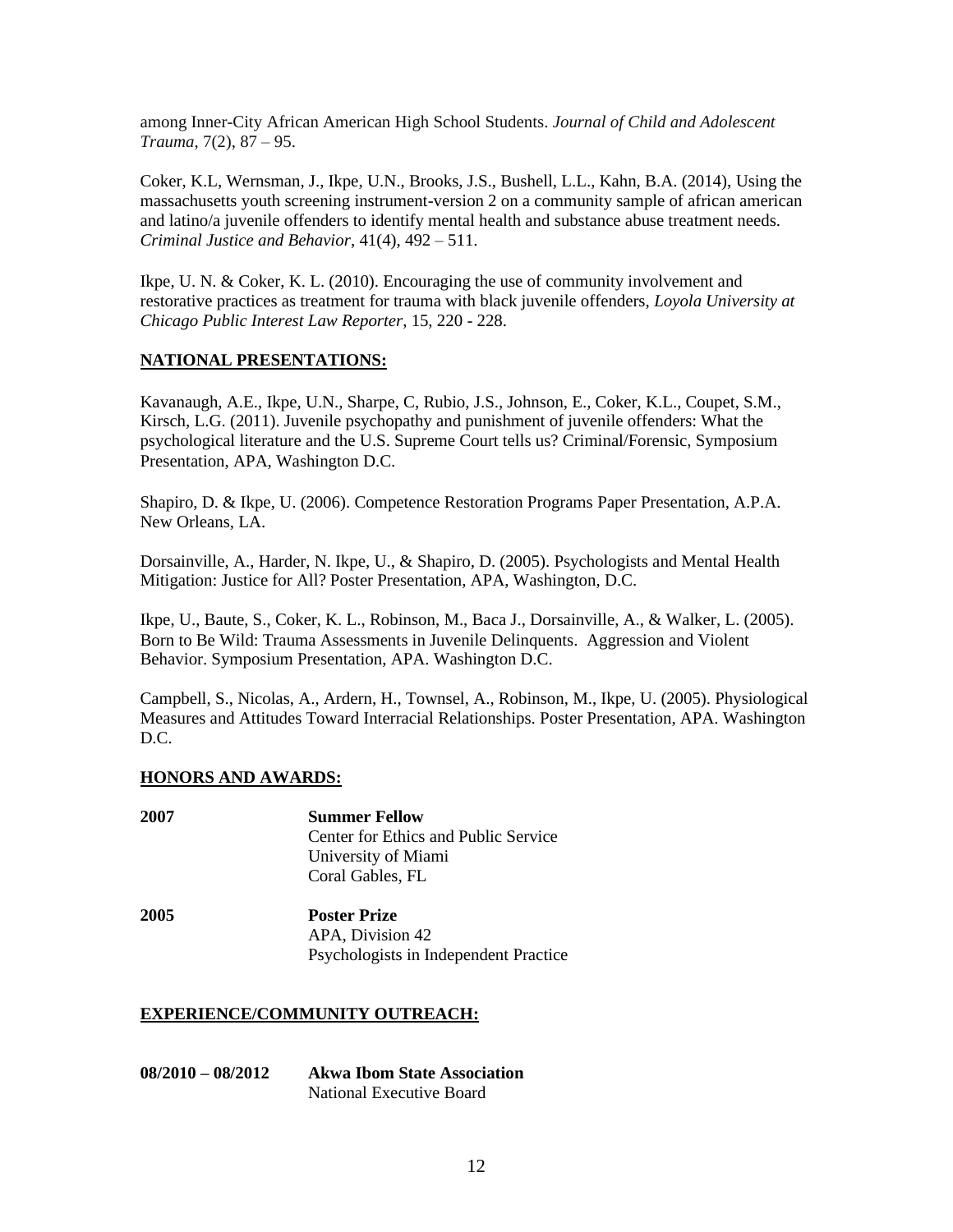among Inner-City African American High School Students. *Journal of Child and Adolescent Trauma*, 7(2), 87 – 95.

Coker, K.L, Wernsman, J., Ikpe, U.N., Brooks, J.S., Bushell, L.L., Kahn, B.A. (2014), Using the massachusetts youth screening instrument-version 2 on a community sample of african american and latino/a juvenile offenders to identify mental health and substance abuse treatment needs. *Criminal Justice and Behavior*, 41(4), 492 – 511.

Ikpe, U. N. & Coker, K. L. (2010). Encouraging the use of community involvement and restorative practices as treatment for trauma with black juvenile offenders, *Loyola University at Chicago Public Interest Law Reporter*, 15, 220 - 228.

## NATIONAL PRESENTATIONS:

Kavanaugh, A.E., Ikpe, U.N., Sharpe, C, Rubio, J.S., Johnson, E., Coker, K.L., Coupet, S.M., Kirsch, L.G. (2011). Juvenile psychopathy and punishment of juvenile offenders: What the psychological literature and the U.S. Supreme Court tells us? Criminal/Forensic, Symposium Presentation, APA, Washington D.C.

Shapiro, D. & Ikpe, U. (2006). Competence Restoration Programs Paper Presentation, A.P.A. New Orleans, LA.

Dorsainville, A., Harder, N. Ikpe, U., & Shapiro, D. (2005). Psychologists and Mental Health Mitigation: Justice for All? Poster Presentation, APA, Washington, D.C.

Ikpe, U., Baute, S., Coker, K. L., Robinson, M., Baca J., Dorsainville, A., & Walker, L. (2005). Born to Be Wild: Trauma Assessments in Juvenile Delinquents. Aggression and Violent Behavior. Symposium Presentation, APA. Washington D.C.

Campbell, S., Nicolas, A., Ardern, H., Townsel, A., Robinson, M., Ikpe, U. (2005). Physiological Measures and Attitudes Toward Interracial Relationships. Poster Presentation, APA. Washington D.C.

## HONORS AND AWARDS:

**2007** **Summer Fellow**
Center for Ethics and Public Service
University of Miami
Coral Gables, FL

**2005** **Poster Prize**
APA, Division 42
Psychologists in Independent Practice

## EXPERIENCE/COMMUNITY OUTREACH:

**08/2010 – 08/2012** **Akwa Ibom State Association**
National Executive Board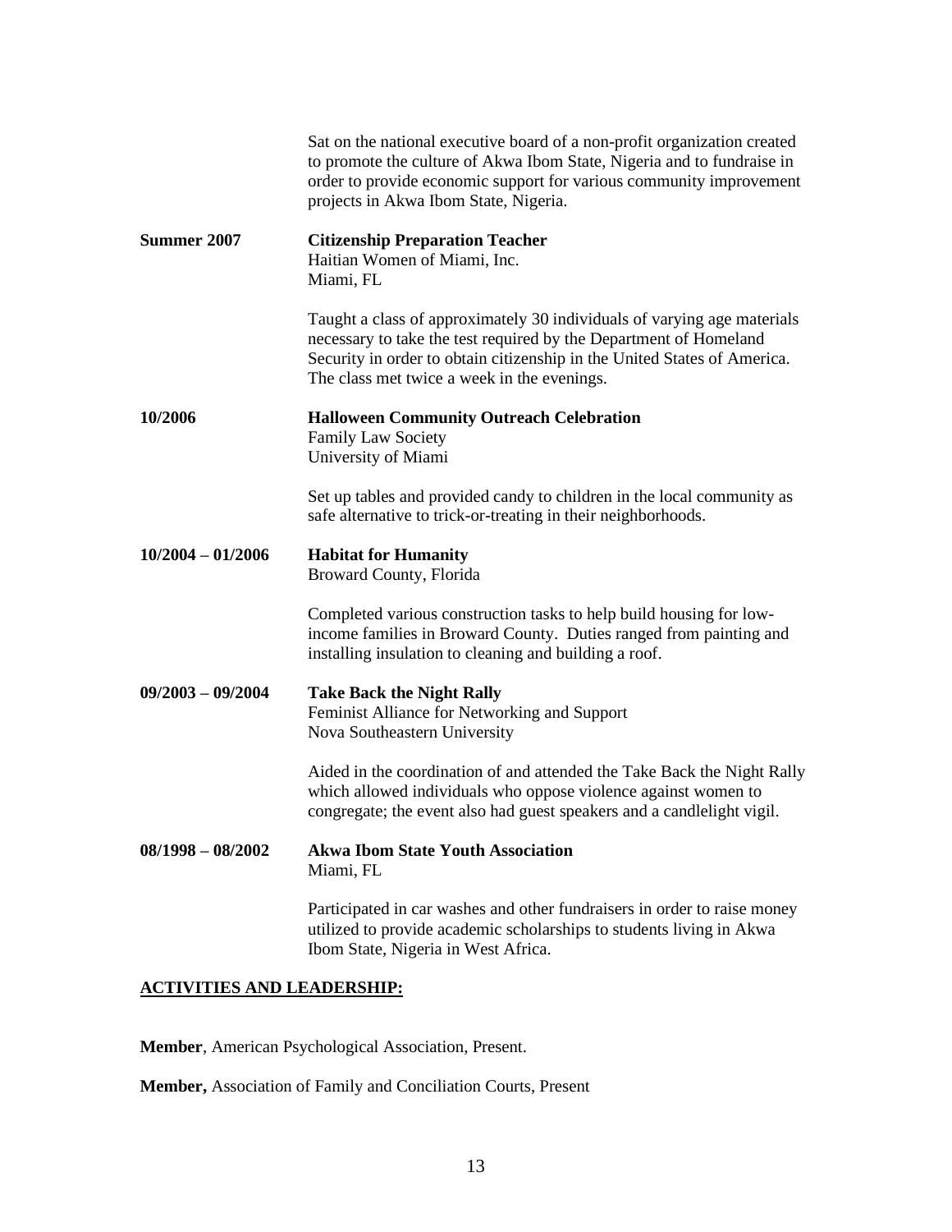Sat on the national executive board of a non-profit organization created to promote the culture of Akwa Ibom State, Nigeria and to fundraise in order to provide economic support for various community improvement projects in Akwa Ibom State, Nigeria.

**Summer 2007** **Citizenship Preparation Teacher**
Haitian Women of Miami, Inc.
Miami, FL

Taught a class of approximately 30 individuals of varying age materials necessary to take the test required by the Department of Homeland Security in order to obtain citizenship in the United States of America. The class met twice a week in the evenings.

**10/2006** **Halloween Community Outreach Celebration**
Family Law Society
University of Miami

Set up tables and provided candy to children in the local community as safe alternative to trick-or-treating in their neighborhoods.

**10/2004 – 01/2006** **Habitat for Humanity**
Broward County, Florida

Completed various construction tasks to help build housing for low-income families in Broward County. Duties ranged from painting and installing insulation to cleaning and building a roof.

**09/2003 – 09/2004** **Take Back the Night Rally**
Feminist Alliance for Networking and Support
Nova Southeastern University

Aided in the coordination of and attended the Take Back the Night Rally which allowed individuals who oppose violence against women to congregate; the event also had guest speakers and a candlelight vigil.

**08/1998 – 08/2002** **Akwa Ibom State Youth Association**
Miami, FL

Participated in car washes and other fundraisers in order to raise money utilized to provide academic scholarships to students living in Akwa Ibom State, Nigeria in West Africa.

## ACTIVITIES AND LEADERSHIP:

**Member**, American Psychological Association, Present.

**Member,** Association of Family and Conciliation Courts, Present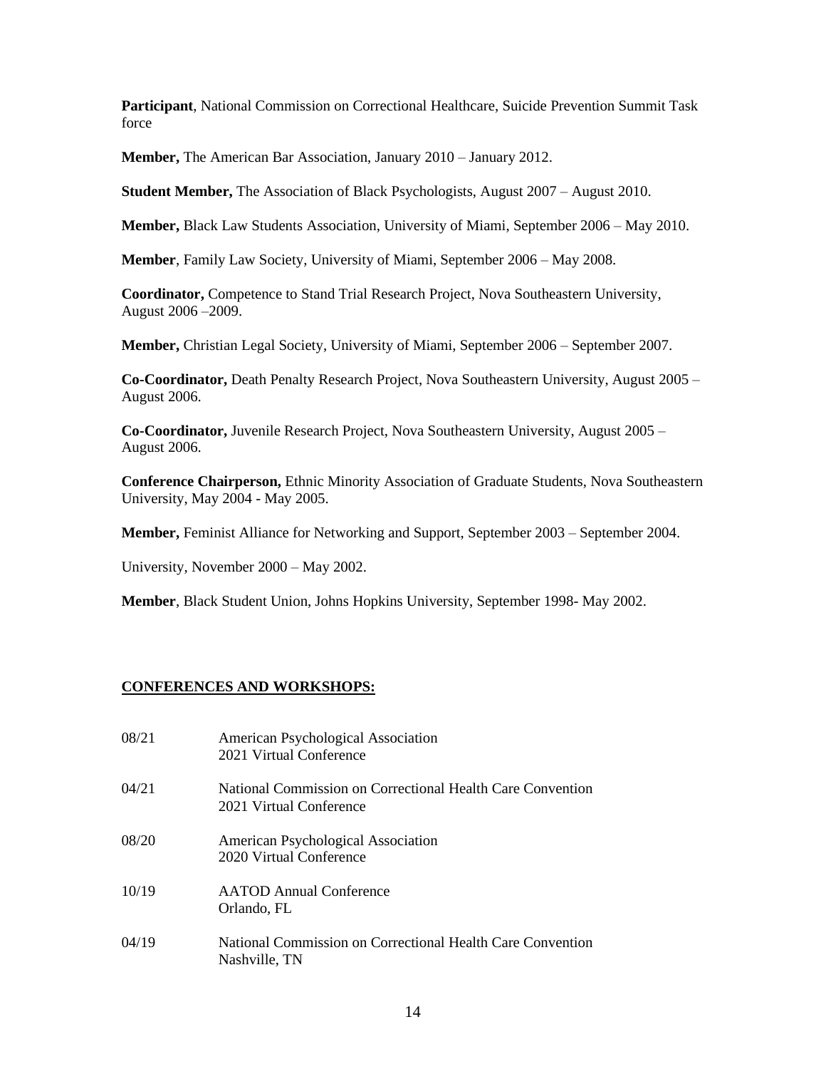**Participant**, National Commission on Correctional Healthcare, Suicide Prevention Summit Task force

**Member,** The American Bar Association, January 2010 – January 2012.

**Student Member,** The Association of Black Psychologists, August 2007 – August 2010.

**Member,** Black Law Students Association, University of Miami, September 2006 – May 2010.

**Member**, Family Law Society, University of Miami, September 2006 – May 2008.

**Coordinator,** Competence to Stand Trial Research Project, Nova Southeastern University, August 2006 –2009.

**Member,** Christian Legal Society, University of Miami, September 2006 – September 2007.

**Co-Coordinator,** Death Penalty Research Project, Nova Southeastern University, August 2005 – August 2006.

**Co-Coordinator,** Juvenile Research Project, Nova Southeastern University, August 2005 – August 2006.

**Conference Chairperson,** Ethnic Minority Association of Graduate Students, Nova Southeastern University, May 2004 - May 2005.

**Member,** Feminist Alliance for Networking and Support, September 2003 – September 2004.

University, November 2000 – May 2002.

**Member**, Black Student Union, Johns Hopkins University, September 1998- May 2002.

## CONFERENCES AND WORKSHOPS:

| | |
|---|---|
| 08/21 | American Psychological Association<br>2021 Virtual Conference |
| 04/21 | National Commission on Correctional Health Care Convention<br>2021 Virtual Conference |
| 08/20 | American Psychological Association<br>2020 Virtual Conference |
| 10/19 | AATOD Annual Conference<br>Orlando, FL |
| 04/19 | National Commission on Correctional Health Care Convention<br>Nashville, TN |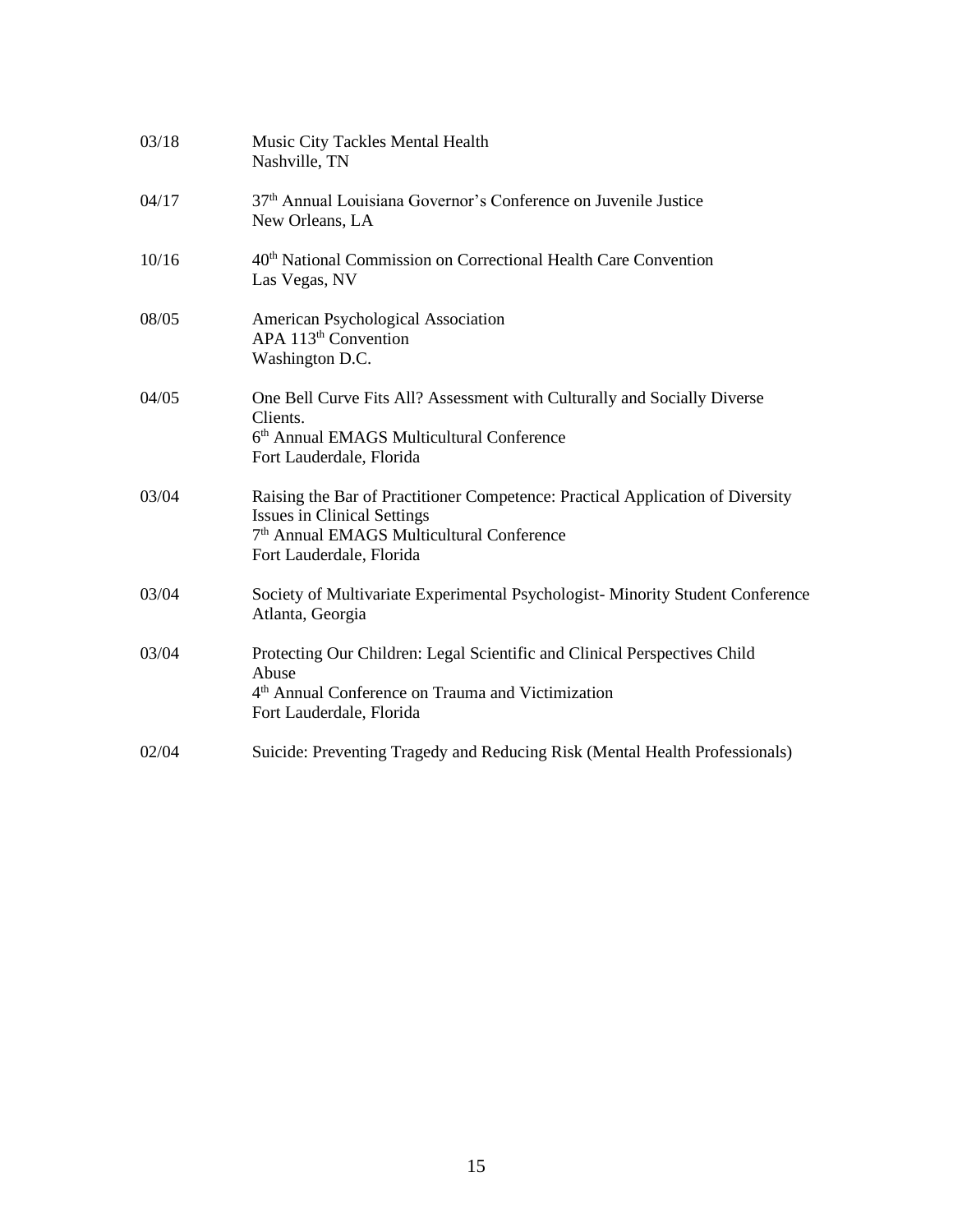| | |
|---|---|
| 03/18 | Music City Tackles Mental Health<br>Nashville, TN |
| 04/17 | 37th Annual Louisiana Governor's Conference on Juvenile Justice<br>New Orleans, LA |
| 10/16 | 40th National Commission on Correctional Health Care Convention<br>Las Vegas, NV |
| 08/05 | American Psychological Association<br>APA 113th Convention<br>Washington D.C. |
| 04/05 | One Bell Curve Fits All? Assessment with Culturally and Socially Diverse Clients.<br>6th Annual EMAGS Multicultural Conference<br>Fort Lauderdale, Florida |
| 03/04 | Raising the Bar of Practitioner Competence: Practical Application of Diversity Issues in Clinical Settings<br>7th Annual EMAGS Multicultural Conference<br>Fort Lauderdale, Florida |
| 03/04 | Society of Multivariate Experimental Psychologist- Minority Student Conference<br>Atlanta, Georgia |
| 03/04 | Protecting Our Children: Legal Scientific and Clinical Perspectives Child Abuse<br>4th Annual Conference on Trauma and Victimization<br>Fort Lauderdale, Florida |
| 02/04 | Suicide: Preventing Tragedy and Reducing Risk (Mental Health Professionals) |